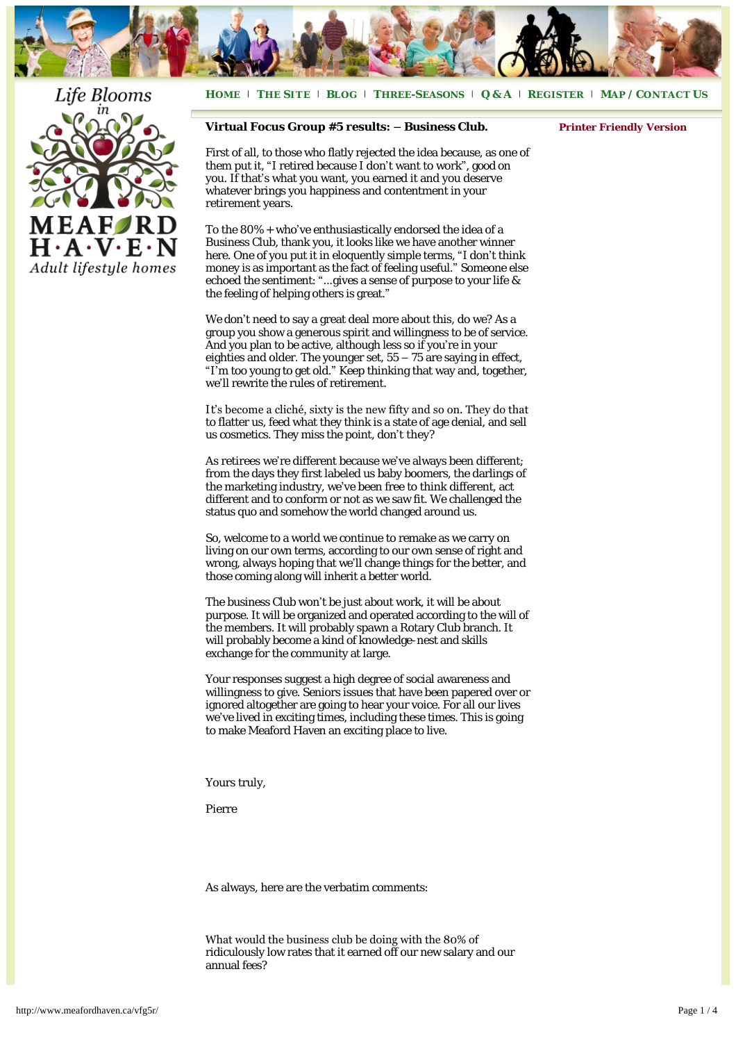Life Blooms in MEAFORD HAVEN Adult lifestyle homes

HOME | THE SITE | BLOG | THREE-SEASONS | Q & A | REGISTER | MAP / CONTACT US

**Virtual Focus Group #5 results: – Business Club.**

**Printer Friendly Version**

First of all, to those who flatly rejected the idea because, as one of them put it, "I retired because I don't want to work", good on you. If that's what you want, you earned it and you deserve whatever brings you happiness and contentment in your retirement years.

To the 80% + who've enthusiastically endorsed the idea of a Business Club, thank you, it looks like we have another winner here. One of you put it in eloquently simple terms, "I don't think money is as important as the fact of feeling useful." Someone else echoed the sentiment: "…gives a sense of purpose to your life & the feeling of helping others is great."

We don't need to say a great deal more about this, do we? As a group you show a generous spirit and willingness to be of service. And you plan to be active, although less so if you're in your eighties and older. The younger set, 55 – 75 are saying in effect, "I'm too young to get old." Keep thinking that way and, together, we'll rewrite the rules of retirement.

It's become a cliché, sixty is the new fifty and so on. They do that to flatter us, feed what they think is a state of age denial, and sell us cosmetics. They miss the point, don't they?

As retirees we're different because we've always been different; from the days they first labeled us baby boomers, the darlings of the marketing industry, we've been free to think different, act different and to conform or not as we saw fit. We challenged the status quo and somehow the world changed around us.

So, welcome to a world we continue to remake as we carry on living on our own terms, according to our own sense of right and wrong, always hoping that we'll change things for the better, and those coming along will inherit a better world.

The business Club won't be just about work, it will be about purpose. It will be organized and operated according to the will of the members. It will probably spawn a Rotary Club branch. It will probably become a kind of knowledge-nest and skills exchange for the community at large.

Your responses suggest a high degree of social awareness and willingness to give. Seniors issues that have been papered over or ignored altogether are going to hear your voice. For all our lives we've lived in exciting times, including these times. This is going to make Meaford Haven an exciting place to live.

Yours truly,

Pierre

As always, here are the verbatim comments:

What would the business club be doing with the 80% of ridiculously low rates that it earned off our new salary and our annual fees?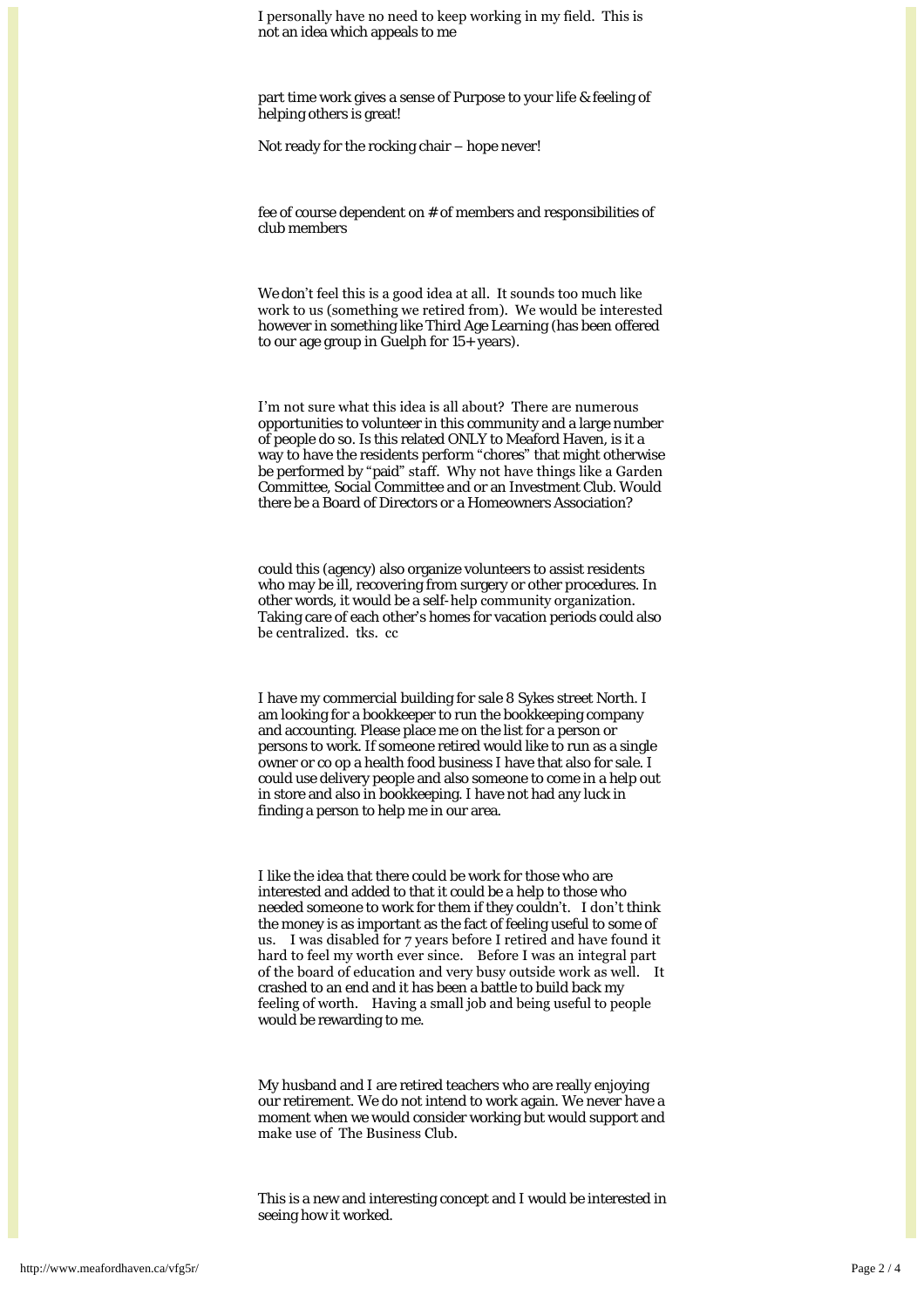I personally have no need to keep working in my field. This is not an idea which appeals to me

part time work gives a sense of Purpose to your life & feeling of helping others is great!

Not ready for the rocking chair – hope never!

fee of course dependent on # of members and responsibilities of club members

We don't feel this is a good idea at all. It sounds too much like work to us (something we retired from). We would be interested however in something like Third Age Learning (has been offered to our age group in Guelph for 15+ years).

I'm not sure what this idea is all about? There are numerous opportunities to volunteer in this community and a large number of people do so. Is this related ONLY to Meaford Haven, is it a way to have the residents perform "chores" that might otherwise be performed by "paid" staff. Why not have things like a Garden Committee, Social Committee and or an Investment Club. Would there be a Board of Directors or a Homeowners Association?

could this (agency) also organize volunteers to assist residents who may be ill, recovering from surgery or other procedures. In other words, it would be a self-help community organization. Taking care of each other's homes for vacation periods could also be centralized. tks. cc

I have my commercial building for sale 8 Sykes street North. I am looking for a bookkeeper to run the bookkeeping company and accounting. Please place me on the list for a person or persons to work. If someone retired would like to run as a single owner or co op a health food business I have that also for sale. I could use delivery people and also someone to come in a help out in store and also in bookkeeping. I have not had any luck in finding a person to help me in our area.

I like the idea that there could be work for those who are interested and added to that it could be a help to those who needed someone to work for them if they couldn't. I don't think the money is as important as the fact of feeling useful to some of us. I was disabled for 7 years before I retired and have found it hard to feel my worth ever since. Before I was an integral part of the board of education and very busy outside work as well. It crashed to an end and it has been a battle to build back my feeling of worth. Having a small job and being useful to people would be rewarding to me.

My husband and I are retired teachers who are really enjoying our retirement. We do not intend to work again. We never have a moment when we would consider working but would support and make use of The Business Club.

This is a new and interesting concept and I would be interested in seeing how it worked.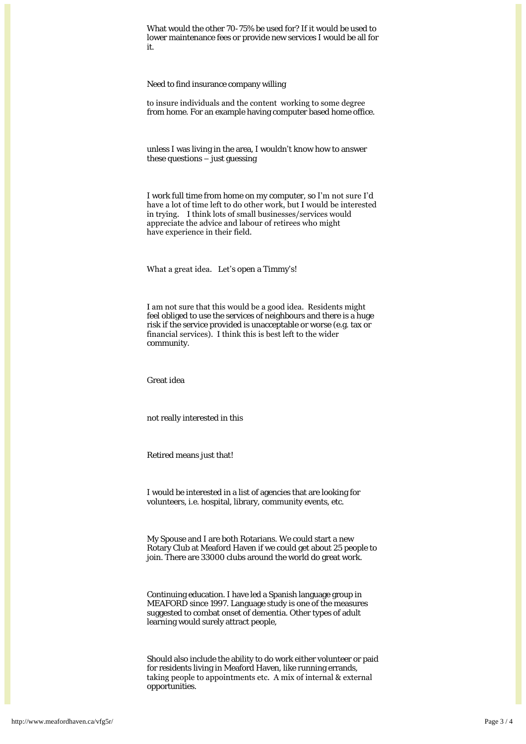What would the other 70-75% be used for? If it would be used to lower maintenance fees or provide new services I would be all for it.

Need to find insurance company willing

to insure individuals and the content working to some degree from home. For an example having computer based home office.

unless I was living in the area, I wouldn't know how to answer these questions – just guessing

I work full time from home on my computer, so I'm not sure I'd have a lot of time left to do other work, but I would be interested in trying. I think lots of small businesses/services would appreciate the advice and labour of retirees who might have experience in their field.

What a great idea. Let's open a Timmy's!

I am not sure that this would be a good idea. Residents might feel obliged to use the services of neighbours and there is a huge risk if the service provided is unacceptable or worse (e.g. tax or financial services). I think this is best left to the wider community.

Great idea

not really interested in this

Retired means just that!

I would be interested in a list of agencies that are looking for volunteers, i.e. hospital, library, community events, etc.

My Spouse and I are both Rotarians. We could start a new Rotary Club at Meaford Haven if we could get about 25 people to join. There are 33000 clubs around the world do great work.

Continuing education. I have led a Spanish language group in MEAFORD since 1997. Language study is one of the measures suggested to combat onset of dementia. Other types of adult learning would surely attract people,

Should also include the ability to do work either volunteer or paid for residents living in Meaford Haven, like running errands, taking people to appointments etc. A mix of internal & external opportunities.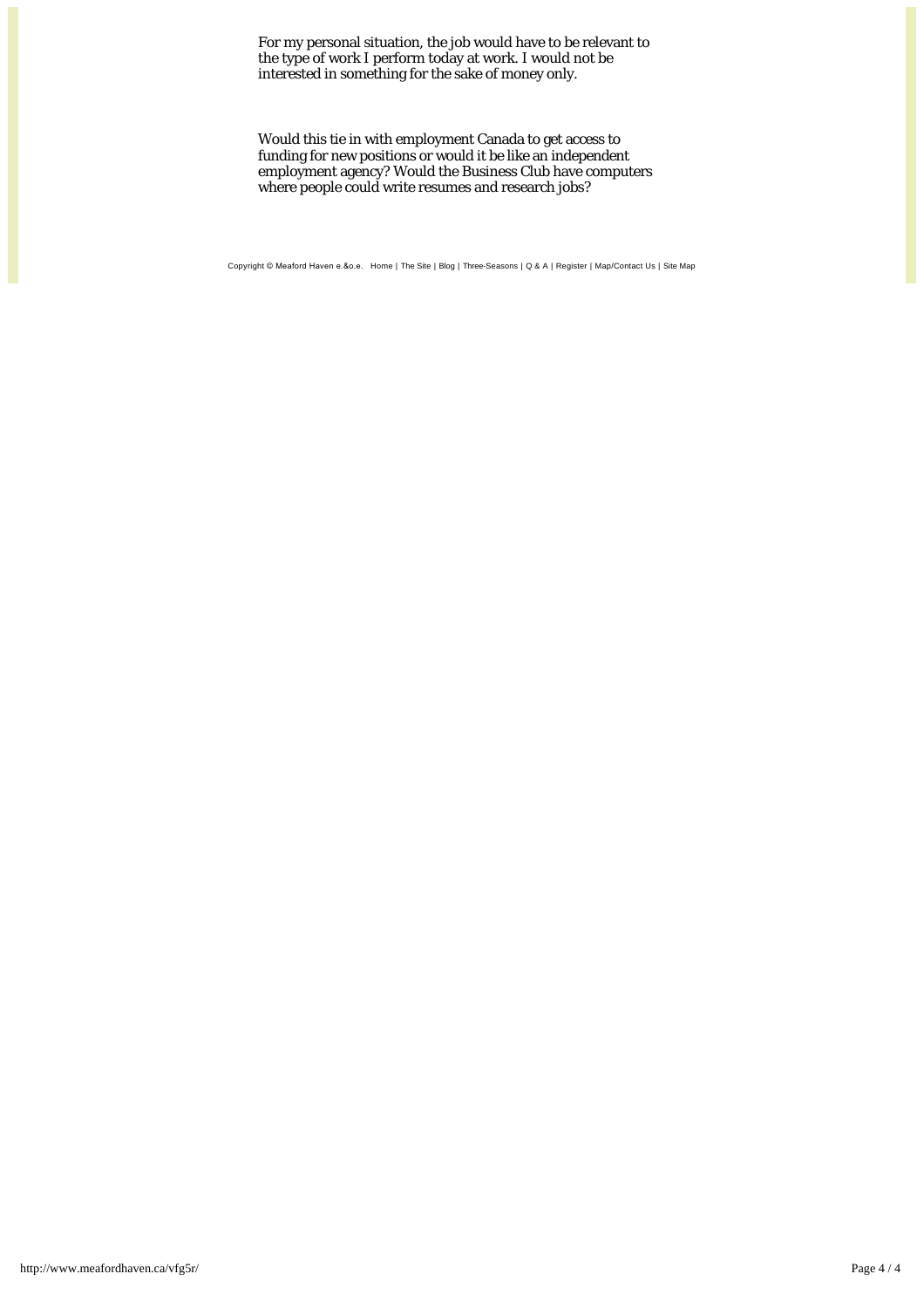For my personal situation, the job would have to be relevant to the type of work I perform today at work. I would not be interested in something for the sake of money only.

Would this tie in with employment Canada to get access to funding for new positions or would it be like an independent employment agency? Would the Business Club have computers where people could write resumes and research jobs?

Copyright © Meaford Haven e.&o.e. Home | The Site | Blog | Three-Seasons | Q & A | Register | Map/Contact Us | Site Map